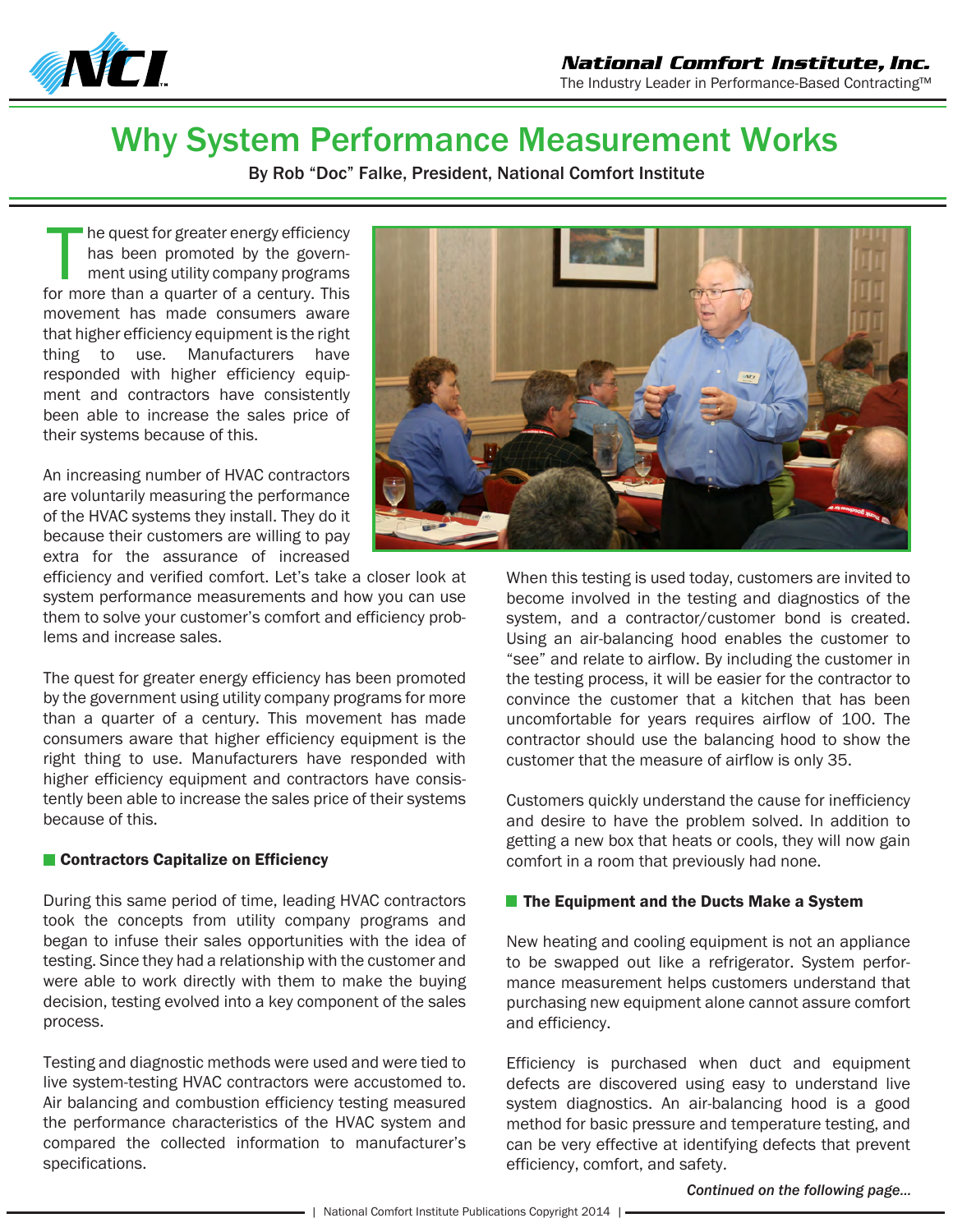# Why System Performance Measurement Works

By Rob "Doc" Falke, President, National Comfort Institute

The quest for greater energy efficiency has been promoted by the government using utility company programs for more than a quarter of a century. This movement has made consumers aware that higher efficiency equipment is the right thing to use. Manufacturers have responded with higher efficiency equipment and contractors have consistently been able to increase the sales price of their systems because of this.

An increasing number of HVAC contractors are voluntarily measuring the performance of the HVAC systems they install. They do it because their customers are willing to pay extra for the assurance of increased efficiency and verified comfort. Let's take a closer look at system performance measurements and how you can use them to solve your customer's comfort and efficiency problems and increase sales.

The quest for greater energy efficiency has been promoted by the government using utility company programs for more than a quarter of a century. This movement has made consumers aware that higher efficiency equipment is the right thing to use. Manufacturers have responded with higher efficiency equipment and contractors have consistently been able to increase the sales price of their systems because of this.

## Contractors Capitalize on Efficiency

During this same period of time, leading HVAC contractors took the concepts from utility company programs and began to infuse their sales opportunities with the idea of testing. Since they had a relationship with the customer and were able to work directly with them to make the buying decision, testing evolved into a key component of the sales process.

Testing and diagnostic methods were used and were tied to live system-testing HVAC contractors were accustomed to. Air balancing and combustion efficiency testing measured the performance characteristics of the HVAC system and compared the collected information to manufacturer's specifications.

When this testing is used today, customers are invited to become involved in the testing and diagnostics of the system, and a contractor/customer bond is created. Using an air-balancing hood enables the customer to "see" and relate to airflow. By including the customer in the testing process, it will be easier for the contractor to convince the customer that a kitchen that has been uncomfortable for years requires airflow of 100. The contractor should use the balancing hood to show the customer that the measure of airflow is only 35.

Customers quickly understand the cause for inefficiency and desire to have the problem solved. In addition to getting a new box that heats or cools, they will now gain comfort in a room that previously had none.

## The Equipment and the Ducts Make a System

New heating and cooling equipment is not an appliance to be swapped out like a refrigerator. System performance measurement helps customers understand that purchasing new equipment alone cannot assure comfort and efficiency.

Efficiency is purchased when duct and equipment defects are discovered using easy to understand live system diagnostics. An air-balancing hood is a good method for basic pressure and temperature testing, and can be very effective at identifying defects that prevent efficiency, comfort, and safety.

*Continued on the following page...*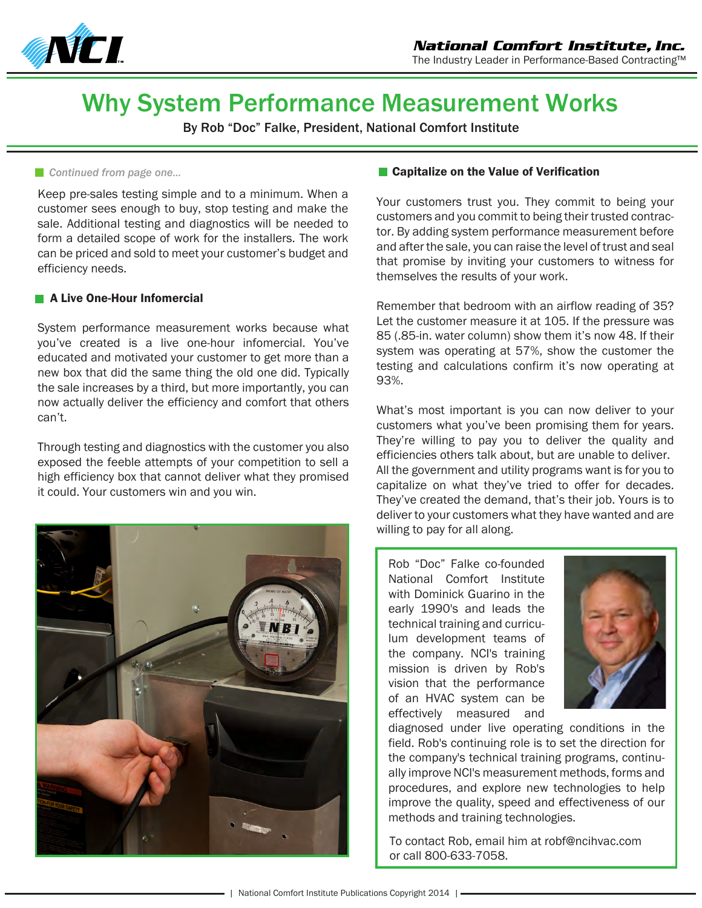# Why System Performance Measurement Works

By Rob "Doc" Falke, President, National Comfort Institute

*Continued from page one...*

Keep pre-sales testing simple and to a minimum. When a customer sees enough to buy, stop testing and make the sale. Additional testing and diagnostics will be needed to form a detailed scope of work for the installers. The work can be priced and sold to meet your customer's budget and efficiency needs.

## A Live One-Hour Infomercial

System performance measurement works because what you've created is a live one-hour infomercial. You've educated and motivated your customer to get more than a new box that did the same thing the old one did. Typically the sale increases by a third, but more importantly, you can now actually deliver the efficiency and comfort that others can't.

Through testing and diagnostics with the customer you also exposed the feeble attempts of your competition to sell a high efficiency box that cannot deliver what they promised it could. Your customers win and you win.

## Capitalize on the Value of Verification

Your customers trust you. They commit to being your customers and you commit to being their trusted contractor. By adding system performance measurement before and after the sale, you can raise the level of trust and seal that promise by inviting your customers to witness for themselves the results of your work.

Remember that bedroom with an airflow reading of 35? Let the customer measure it at 105. If the pressure was 85 (.85-in. water column) show them it's now 48. If their system was operating at 57%, show the customer the testing and calculations confirm it's now operating at 93%.

What's most important is you can now deliver to your customers what you've been promising them for years. They're willing to pay you to deliver the quality and efficiencies others talk about, but are unable to deliver. All the government and utility programs want is for you to capitalize on what they've tried to offer for decades. They've created the demand, that's their job. Yours is to deliver to your customers what they have wanted and are willing to pay for all along.

Rob "Doc" Falke co-founded National Comfort Institute with Dominick Guarino in the early 1990's and leads the technical training and curriculum development teams of the company. NCI's training mission is driven by Rob's vision that the performance of an HVAC system can be effectively measured and diagnosed under live operating conditions in the field. Rob's continuing role is to set the direction for the company's technical training programs, continually improve NCI's measurement methods, forms and procedures, and explore new technologies to help improve the quality, speed and effectiveness of our methods and training technologies.

To contact Rob, email him at robf@ncihvac.com or call 800-633-7058.